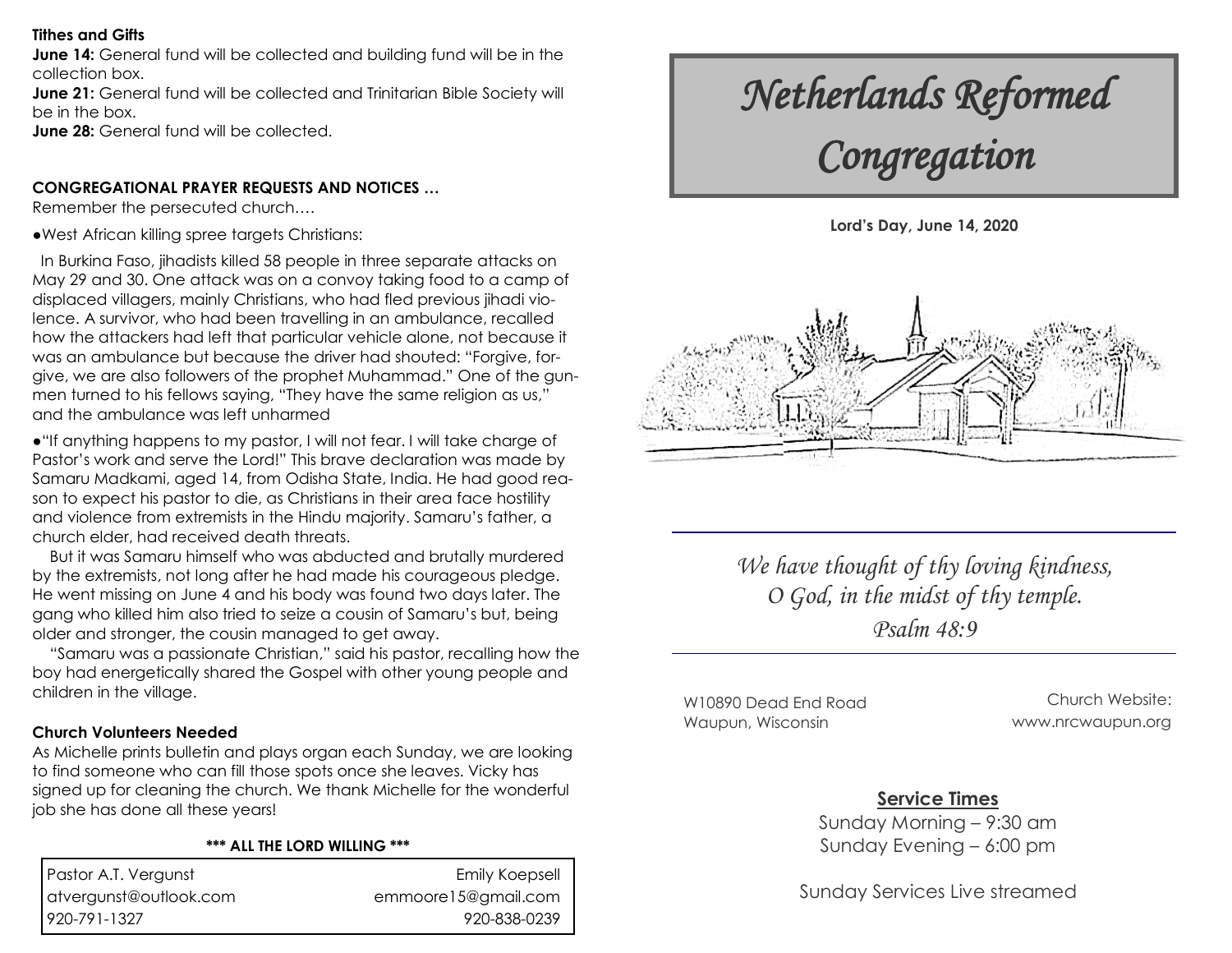**Tithes and Gifts**

**June 14:** General fund will be collected and building fund will be in the collection box.

**June 21:** General fund will be collected and Trinitarian Bible Society will be in the box.

**June 28:** General fund will be collected.

**CONGREGATIONAL PRAYER REQUESTS AND NOTICES …**

Remember the persecuted church….

●West African killing spree targets Christians:

In Burkina Faso, jihadists killed 58 people in three separate attacks on May 29 and 30. One attack was on a convoy taking food to a camp of displaced villagers, mainly Christians, who had fled previous jihadi violence. A survivor, who had been travelling in an ambulance, recalled how the attackers had left that particular vehicle alone, not because it was an ambulance but because the driver had shouted: "Forgive, forgive, we are also followers of the prophet Muhammad." One of the gunmen turned to his fellows saying, "They have the same religion as us," and the ambulance was left unharmed

●"If anything happens to my pastor, I will not fear. I will take charge of Pastor's work and serve the Lord!" This brave declaration was made by Samaru Madkami, aged 14, from Odisha State, India. He had good reason to expect his pastor to die, as Christians in their area face hostility and violence from extremists in the Hindu majority. Samaru's father, a church elder, had received death threats.

But it was Samaru himself who was abducted and brutally murdered by the extremists, not long after he had made his courageous pledge. He went missing on June 4 and his body was found two days later. The gang who killed him also tried to seize a cousin of Samaru's but, being older and stronger, the cousin managed to get away.

"Samaru was a passionate Christian," said his pastor, recalling how the boy had energetically shared the Gospel with other young people and children in the village.

**Church Volunteers Needed**

As Michelle prints bulletin and plays organ each Sunday, we are looking to find someone who can fill those spots once she leaves. Vicky has signed up for cleaning the church. We thank Michelle for the wonderful job she has done all these years!

**\*\*\* ALL THE LORD WILLING \*\*\***

| Pastor A.T. Vergunst | Emily Koepsell |
|---|---|
| atvergunst@outlook.com | emmoore15@gmail.com |
| 920-791-1327 | 920-838-0239 |

# *Netherlands Reformed Congregation*

**Lord's Day, June 14, 2020**

*We have thought of thy loving kindness, O God, in the midst of thy temple.*
*Psalm 48:9*

W10890 Dead End Road
Waupun, Wisconsin

Church Website:
www.nrcwaupun.org

## Service Times

Sunday Morning – 9:30 am
Sunday Evening – 6:00 pm

Sunday Services Live streamed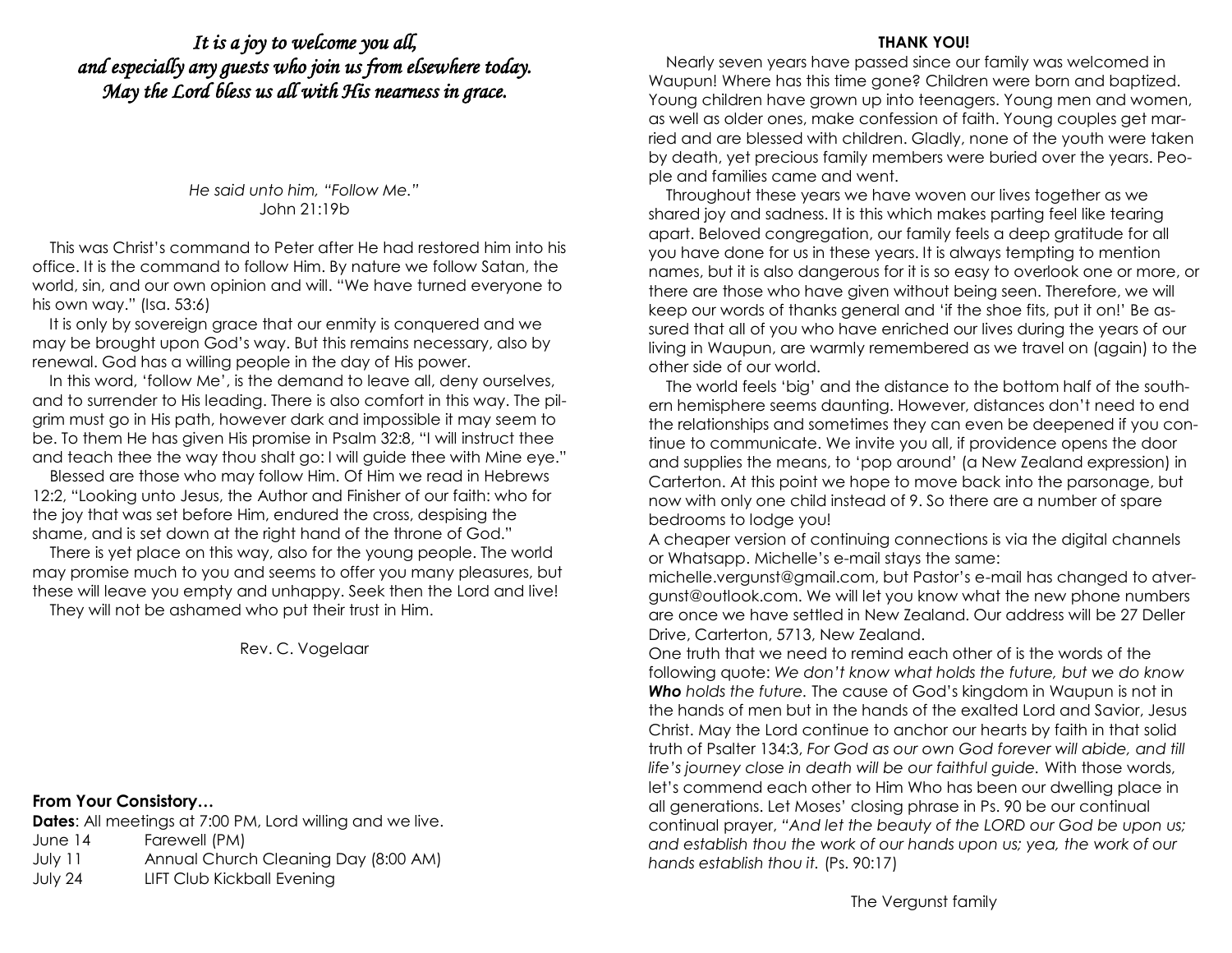*It is a joy to welcome you all,*
*and especially any guests who join us from elsewhere today.*
*May the Lord bless us all with His nearness in grace.*

*He said unto him, "Follow Me."*
John 21:19b

This was Christ's command to Peter after He had restored him into his office. It is the command to follow Him. By nature we follow Satan, the world, sin, and our own opinion and will. "We have turned everyone to his own way." (Isa. 53:6)

It is only by sovereign grace that our enmity is conquered and we may be brought upon God's way. But this remains necessary, also by renewal. God has a willing people in the day of His power.

In this word, 'follow Me', is the demand to leave all, deny ourselves, and to surrender to His leading. There is also comfort in this way. The pilgrim must go in His path, however dark and impossible it may seem to be. To them He has given His promise in Psalm 32:8, "I will instruct thee and teach thee the way thou shalt go: I will guide thee with Mine eye."

Blessed are those who may follow Him. Of Him we read in Hebrews 12:2, "Looking unto Jesus, the Author and Finisher of our faith: who for the joy that was set before Him, endured the cross, despising the shame, and is set down at the right hand of the throne of God."

There is yet place on this way, also for the young people. The world may promise much to you and seems to offer you many pleasures, but these will leave you empty and unhappy. Seek then the Lord and live!

They will not be ashamed who put their trust in Him.

Rev. C. Vogelaar

**From Your Consistory…**

**Dates**: All meetings at 7:00 PM, Lord willing and we live.

| | |
|---|---|
| June 14 | Farewell (PM) |
| July 11 | Annual Church Cleaning Day (8:00 AM) |
| July 24 | LIFT Club Kickball Evening |

**THANK YOU!**

Nearly seven years have passed since our family was welcomed in Waupun! Where has this time gone? Children were born and baptized. Young children have grown up into teenagers. Young men and women, as well as older ones, make confession of faith. Young couples get married and are blessed with children. Gladly, none of the youth were taken by death, yet precious family members were buried over the years. People and families came and went.

Throughout these years we have woven our lives together as we shared joy and sadness. It is this which makes parting feel like tearing apart. Beloved congregation, our family feels a deep gratitude for all you have done for us in these years. It is always tempting to mention names, but it is also dangerous for it is so easy to overlook one or more, or there are those who have given without being seen. Therefore, we will keep our words of thanks general and 'if the shoe fits, put it on!' Be assured that all of you who have enriched our lives during the years of our living in Waupun, are warmly remembered as we travel on (again) to the other side of our world.

The world feels 'big' and the distance to the bottom half of the southern hemisphere seems daunting. However, distances don't need to end the relationships and sometimes they can even be deepened if you continue to communicate. We invite you all, if providence opens the door and supplies the means, to 'pop around' (a New Zealand expression) in Carterton. At this point we hope to move back into the parsonage, but now with only one child instead of 9. So there are a number of spare bedrooms to lodge you!

A cheaper version of continuing connections is via the digital channels or Whatsapp. Michelle's e-mail stays the same: michelle.vergunst@gmail.com, but Pastor's e-mail has changed to atvergunst@outlook.com. We will let you know what the new phone numbers are once we have settled in New Zealand. Our address will be 27 Deller Drive, Carterton, 5713, New Zealand.

One truth that we need to remind each other of is the words of the following quote: *We don't know what holds the future, but we do know* ***Who*** *holds the future.* The cause of God's kingdom in Waupun is not in the hands of men but in the hands of the exalted Lord and Savior, Jesus Christ. May the Lord continue to anchor our hearts by faith in that solid truth of Psalter 134:3, *For God as our own God forever will abide, and till life's journey close in death will be our faithful guide.* With those words, let's commend each other to Him Who has been our dwelling place in all generations. Let Moses' closing phrase in Ps. 90 be our continual continual prayer, *"And let the beauty of the LORD our God be upon us; and establish thou the work of our hands upon us; yea, the work of our hands establish thou it.* (Ps. 90:17)

The Vergunst family